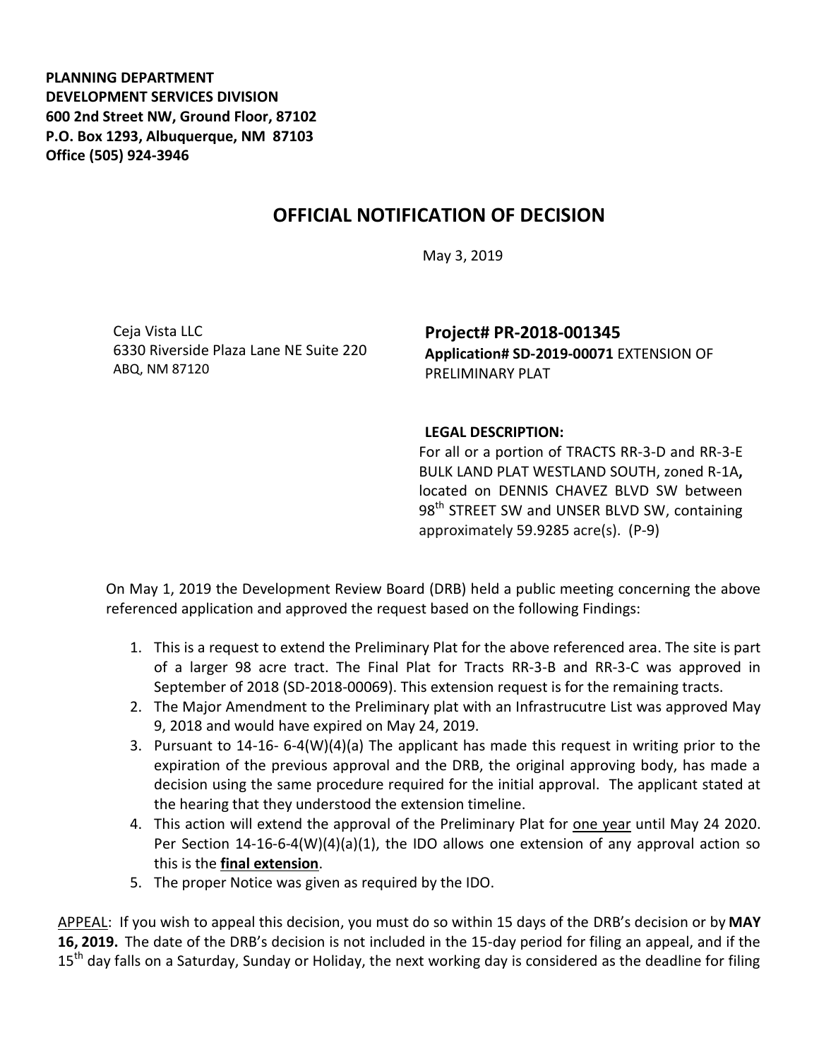**PLANNING DEPARTMENT**
**DEVELOPMENT SERVICES DIVISION**
**600 2nd Street NW, Ground Floor, 87102**
**P.O. Box 1293, Albuquerque, NM 87103**
**Office (505) 924-3946**

# OFFICIAL NOTIFICATION OF DECISION

May 3, 2019

Ceja Vista LLC
6330 Riverside Plaza Lane NE Suite 220
ABQ, NM 87120

**Project# PR-2018-001345**
**Application# SD-2019-00071** EXTENSION OF PRELIMINARY PLAT

**LEGAL DESCRIPTION:**
For all or a portion of TRACTS RR-3-D and RR-3-E BULK LAND PLAT WESTLAND SOUTH, zoned R-1A**,** located on DENNIS CHAVEZ BLVD SW between 98th STREET SW and UNSER BLVD SW, containing approximately 59.9285 acre(s). (P-9)

On May 1, 2019 the Development Review Board (DRB) held a public meeting concerning the above referenced application and approved the request based on the following Findings:

1. This is a request to extend the Preliminary Plat for the above referenced area. The site is part of a larger 98 acre tract. The Final Plat for Tracts RR-3-B and RR-3-C was approved in September of 2018 (SD-2018-00069). This extension request is for the remaining tracts.
2. The Major Amendment to the Preliminary plat with an Infrastrucutre List was approved May 9, 2018 and would have expired on May 24, 2019.
3. Pursuant to 14-16- 6-4(W)(4)(a) The applicant has made this request in writing prior to the expiration of the previous approval and the DRB, the original approving body, has made a decision using the same procedure required for the initial approval. The applicant stated at the hearing that they understood the extension timeline.
4. This action will extend the approval of the Preliminary Plat for one year until May 24 2020. Per Section 14-16-6-4(W)(4)(a)(1), the IDO allows one extension of any approval action so this is the **final extension**.
5. The proper Notice was given as required by the IDO.

APPEAL: If you wish to appeal this decision, you must do so within 15 days of the DRB's decision or by **MAY 16, 2019.** The date of the DRB's decision is not included in the 15-day period for filing an appeal, and if the 15th day falls on a Saturday, Sunday or Holiday, the next working day is considered as the deadline for filing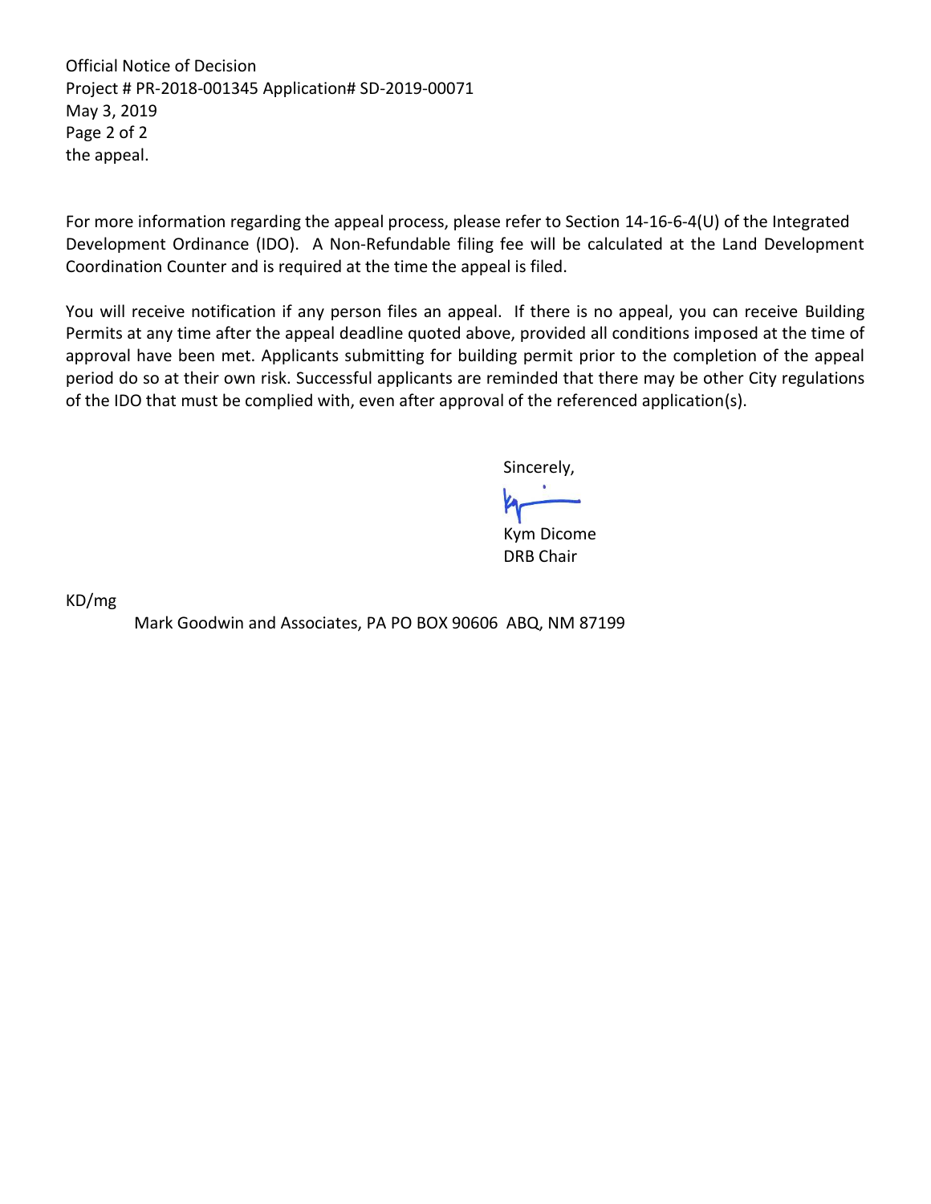the appeal.

For more information regarding the appeal process, please refer to Section 14-16-6-4(U) of the Integrated Development Ordinance (IDO). A Non-Refundable filing fee will be calculated at the Land Development Coordination Counter and is required at the time the appeal is filed.

You will receive notification if any person files an appeal. If there is no appeal, you can receive Building Permits at any time after the appeal deadline quoted above, provided all conditions imposed at the time of approval have been met. Applicants submitting for building permit prior to the completion of the appeal period do so at their own risk. Successful applicants are reminded that there may be other City regulations of the IDO that must be complied with, even after approval of the referenced application(s).

Sincerely,

Kym Dicome
DRB Chair

KD/mg

Mark Goodwin and Associates, PA PO BOX 90606 ABQ, NM 87199